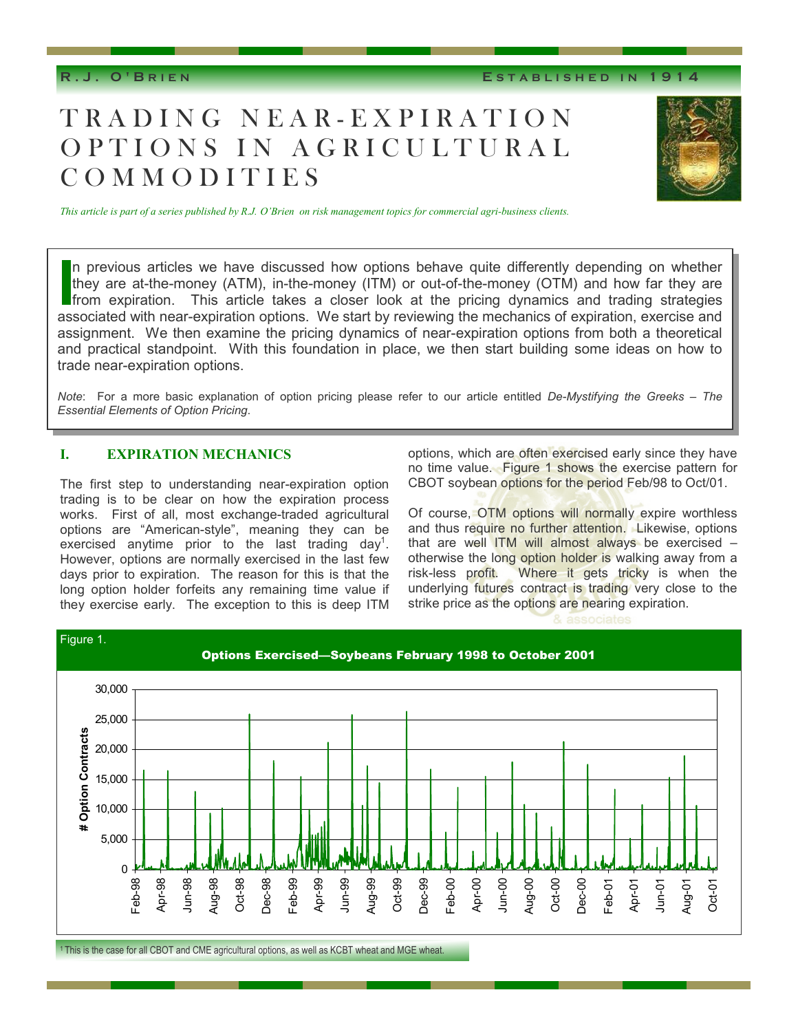R.J. O'Brien — Established in 1914

# TRADING NEAR-EXPIRATION OPTIONS IN AGRICULTURAL COMMODITIES

*This article is part of a series published by R.J. O'Brien on risk management topics for commercial agri-business clients.*

In previous articles we have discussed how options behave quite differently depending on whether they are at-the-money (ATM), in-the-money (ITM) or out-of-the-money (OTM) and how far they are from expiration. This article takes a closer look at the pricing dynamics and trading strategies associated with near-expiration options. We start by reviewing the mechanics of expiration, exercise and assignment. We then examine the pricing dynamics of near-expiration options from both a theoretical and practical standpoint. With this foundation in place, we then start building some ideas on how to trade near-expiration options.

*Note*: For a more basic explanation of option pricing please refer to our article entitled *De-Mystifying the Greeks – The Essential Elements of Option Pricing*.

## I. EXPIRATION MECHANICS

The first step to understanding near-expiration option trading is to be clear on how the expiration process works. First of all, most exchange-traded agricultural options are "American-style", meaning they can be exercised anytime prior to the last trading day[1]. However, options are normally exercised in the last few days prior to expiration. The reason for this is that the long option holder forfeits any remaining time value if they exercise early. The exception to this is deep ITM options, which are often exercised early since they have no time value. Figure 1 shows the exercise pattern for CBOT soybean options for the period Feb/98 to Oct/01.

Of course, OTM options will normally expire worthless and thus require no further attention. Likewise, options that are well ITM will almost always be exercised – otherwise the long option holder is walking away from a risk-less profit. Where it gets tricky is when the underlying futures contract is trading very close to the strike price as the options are nearing expiration.

Figure 1.

**Options Exercised—Soybeans February 1998 to October 2001**

[1] This is the case for all CBOT and CME agricultural options, as well as KCBT wheat and MGE wheat.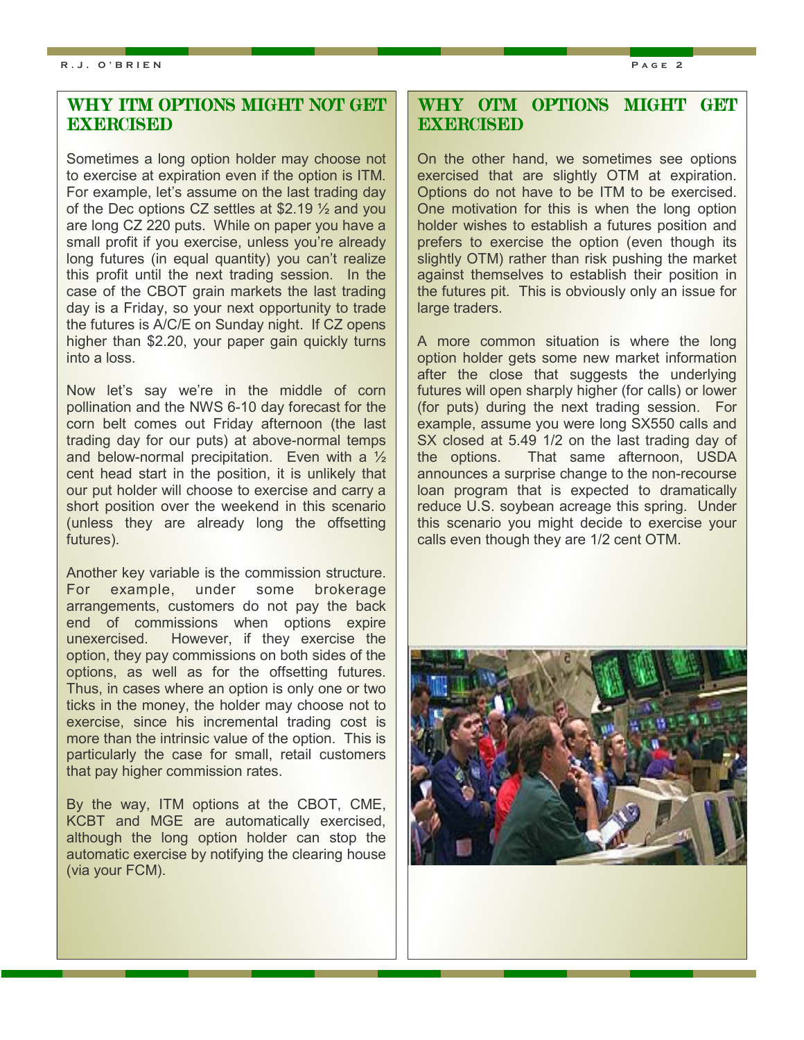## WHY ITM OPTIONS MIGHT NOT GET EXERCISED

Sometimes a long option holder may choose not to exercise at expiration even if the option is ITM. For example, let's assume on the last trading day of the Dec options CZ settles at $2.19 ½ and you are long CZ 220 puts. While on paper you have a small profit if you exercise, unless you're already long futures (in equal quantity) you can't realize this profit until the next trading session. In the case of the CBOT grain markets the last trading day is a Friday, so your next opportunity to trade the futures is A/C/E on Sunday night. If CZ opens higher than $2.20, your paper gain quickly turns into a loss.

Now let's say we're in the middle of corn pollination and the NWS 6-10 day forecast for the corn belt comes out Friday afternoon (the last trading day for our puts) at above-normal temps and below-normal precipitation. Even with a ½ cent head start in the position, it is unlikely that our put holder will choose to exercise and carry a short position over the weekend in this scenario (unless they are already long the offsetting futures).

Another key variable is the commission structure. For example, under some brokerage arrangements, customers do not pay the back end of commissions when options expire unexercised. However, if they exercise the option, they pay commissions on both sides of the options, as well as for the offsetting futures. Thus, in cases where an option is only one or two ticks in the money, the holder may choose not to exercise, since his incremental trading cost is more than the intrinsic value of the option. This is particularly the case for small, retail customers that pay higher commission rates.

By the way, ITM options at the CBOT, CME, KCBT and MGE are automatically exercised, although the long option holder can stop the automatic exercise by notifying the clearing house (via your FCM).

## WHY OTM OPTIONS MIGHT GET EXERCISED

On the other hand, we sometimes see options exercised that are slightly OTM at expiration. Options do not have to be ITM to be exercised. One motivation for this is when the long option holder wishes to establish a futures position and prefers to exercise the option (even though its slightly OTM) rather than risk pushing the market against themselves to establish their position in the futures pit. This is obviously only an issue for large traders.

A more common situation is where the long option holder gets some new market information after the close that suggests the underlying futures will open sharply higher (for calls) or lower (for puts) during the next trading session. For example, assume you were long SX550 calls and SX closed at 5.49 1/2 on the last trading day of the options. That same afternoon, USDA announces a surprise change to the non-recourse loan program that is expected to dramatically reduce U.S. soybean acreage this spring. Under this scenario you might decide to exercise your calls even though they are 1/2 cent OTM.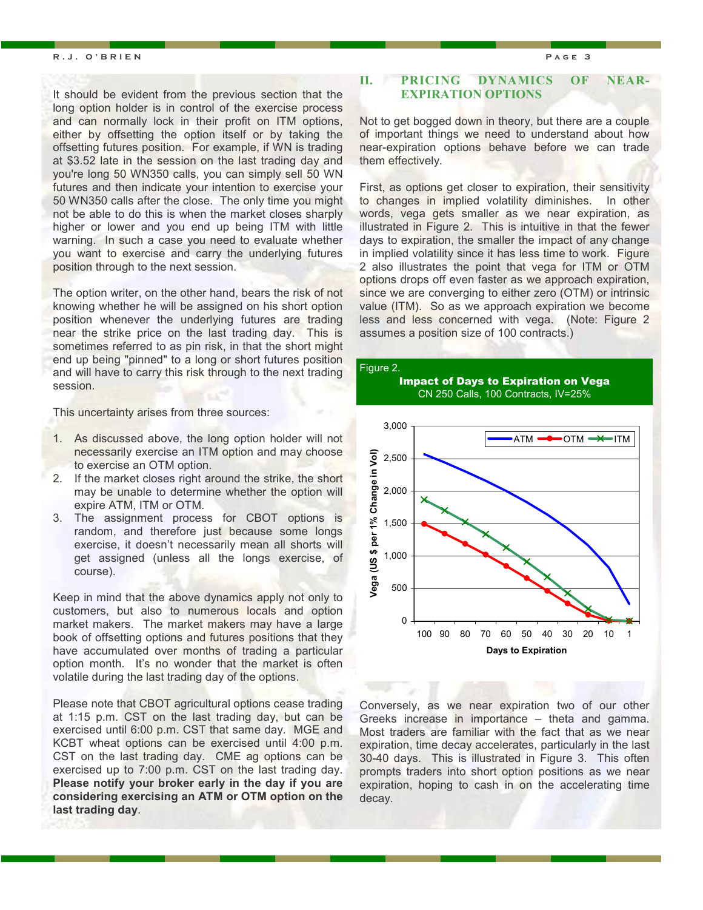It should be evident from the previous section that the long option holder is in control of the exercise process and can normally lock in their profit on ITM options, either by offsetting the option itself or by taking the offsetting futures position. For example, if WN is trading at $3.52 late in the session on the last trading day and you're long 50 WN350 calls, you can simply sell 50 WN futures and then indicate your intention to exercise your 50 WN350 calls after the close. The only time you might not be able to do this is when the market closes sharply higher or lower and you end up being ITM with little warning. In such a case you need to evaluate whether you want to exercise and carry the underlying futures position through to the next session.

The option writer, on the other hand, bears the risk of not knowing whether he will be assigned on his short option position whenever the underlying futures are trading near the strike price on the last trading day. This is sometimes referred to as pin risk, in that the short might end up being "pinned" to a long or short futures position and will have to carry this risk through to the next trading session.

This uncertainty arises from three sources:

1. As discussed above, the long option holder will not necessarily exercise an ITM option and may choose to exercise an OTM option.
2. If the market closes right around the strike, the short may be unable to determine whether the option will expire ATM, ITM or OTM.
3. The assignment process for CBOT options is random, and therefore just because some longs exercise, it doesn't necessarily mean all shorts will get assigned (unless all the longs exercise, of course).

Keep in mind that the above dynamics apply not only to customers, but also to numerous locals and option market makers. The market makers may have a large book of offsetting options and futures positions that they have accumulated over months of trading a particular option month. It's no wonder that the market is often volatile during the last trading day of the options.

Please note that CBOT agricultural options cease trading at 1:15 p.m. CST on the last trading day, but can be exercised until 6:00 p.m. CST that same day. MGE and KCBT wheat options can be exercised until 4:00 p.m. CST on the last trading day. CME ag options can be exercised up to 7:00 p.m. CST on the last trading day. **Please notify your broker early in the day if you are considering exercising an ATM or OTM option on the last trading day**.

## II. PRICING DYNAMICS OF NEAR-EXPIRATION OPTIONS

Not to get bogged down in theory, but there are a couple of important things we need to understand about how near-expiration options behave before we can trade them effectively.

First, as options get closer to expiration, their sensitivity to changes in implied volatility diminishes. In other words, vega gets smaller as we near expiration, as illustrated in Figure 2. This is intuitive in that the fewer days to expiration, the smaller the impact of any change in implied volatility since it has less time to work. Figure 2 also illustrates the point that vega for ITM or OTM options drops off even faster as we approach expiration, since we are converging to either zero (OTM) or intrinsic value (ITM). So as we approach expiration we become less and less concerned with vega. (Note: Figure 2 assumes a position size of 100 contracts.)

Figure 2.

**Impact of Days to Expiration on Vega**

CN 250 Calls, 100 Contracts, IV=25%

Conversely, as we near expiration two of our other Greeks increase in importance – theta and gamma. Most traders are familiar with the fact that as we near expiration, time decay accelerates, particularly in the last 30-40 days. This is illustrated in Figure 3. This often prompts traders into short option positions as we near expiration, hoping to cash in on the accelerating time decay.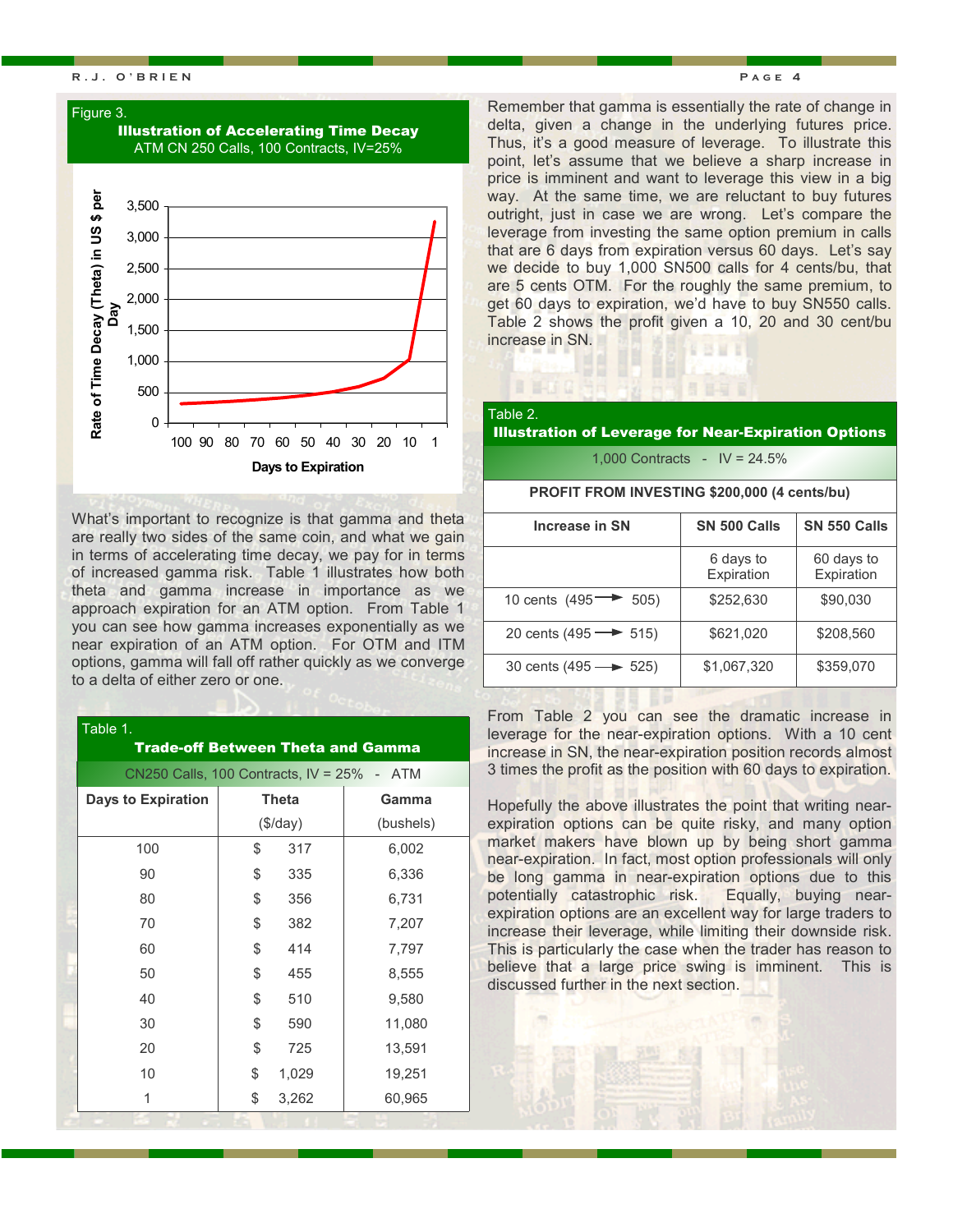Figure 3.
**Illustration of Accelerating Time Decay**
ATM CN 250 Calls, 100 Contracts, IV=25%

What's important to recognize is that gamma and theta are really two sides of the same coin, and what we gain in terms of accelerating time decay, we pay for in terms of increased gamma risk. Table 1 illustrates how both theta and gamma increase in importance as we approach expiration for an ATM option. From Table 1 you can see how gamma increases exponentially as we near expiration of an ATM option. For OTM and ITM options, gamma will fall off rather quickly as we converge to a delta of either zero or one.

Table 1.
**Trade-off Between Theta and Gamma**
CN250 Calls, 100 Contracts, IV = 25% - ATM

| Days to Expiration | Theta ($/day) | Gamma (bushels) |
|---|---|---|
| 100 | $ 317 | 6,002 |
| 90 | $ 335 | 6,336 |
| 80 | $ 356 | 6,731 |
| 70 | $ 382 | 7,207 |
| 60 | $ 414 | 7,797 |
| 50 | $ 455 | 8,555 |
| 40 | $ 510 | 9,580 |
| 30 | $ 590 | 11,080 |
| 20 | $ 725 | 13,591 |
| 10 | $ 1,029 | 19,251 |
| 1 | $ 3,262 | 60,965 |

Remember that gamma is essentially the rate of change in delta, given a change in the underlying futures price. Thus, it's a good measure of leverage. To illustrate this point, let's assume that we believe a sharp increase in price is imminent and want to leverage this view in a big way. At the same time, we are reluctant to buy futures outright, just in case we are wrong. Let's compare the leverage from investing the same option premium in calls that are 6 days from expiration versus 60 days. Let's say we decide to buy 1,000 SN500 calls for 4 cents/bu, that are 5 cents OTM. For the roughly the same premium, to get 60 days to expiration, we'd have to buy SN550 calls. Table 2 shows the profit given a 10, 20 and 30 cent/bu increase in SN.

Table 2.
**Illustration of Leverage for Near-Expiration Options**
1,000 Contracts - IV = 24.5%

**PROFIT FROM INVESTING $200,000 (4 cents/bu)**

| Increase in SN | SN 500 Calls | SN 550 Calls |
|---|---|---|
| | 6 days to Expiration | 60 days to Expiration |
| 10 cents (495 → 505) | $252,630 | $90,030 |
| 20 cents (495 → 515) | $621,020 | $208,560 |
| 30 cents (495 → 525) | $1,067,320 | $359,070 |

From Table 2 you can see the dramatic increase in leverage for the near-expiration options. With a 10 cent increase in SN, the near-expiration position records almost 3 times the profit as the position with 60 days to expiration.

Hopefully the above illustrates the point that writing near-expiration options can be quite risky, and many option market makers have blown up by being short gamma near-expiration. In fact, most option professionals will only be long gamma in near-expiration options due to this potentially catastrophic risk. Equally, buying near-expiration options are an excellent way for large traders to increase their leverage, while limiting their downside risk. This is particularly the case when the trader has reason to believe that a large price swing is imminent. This is discussed further in the next section.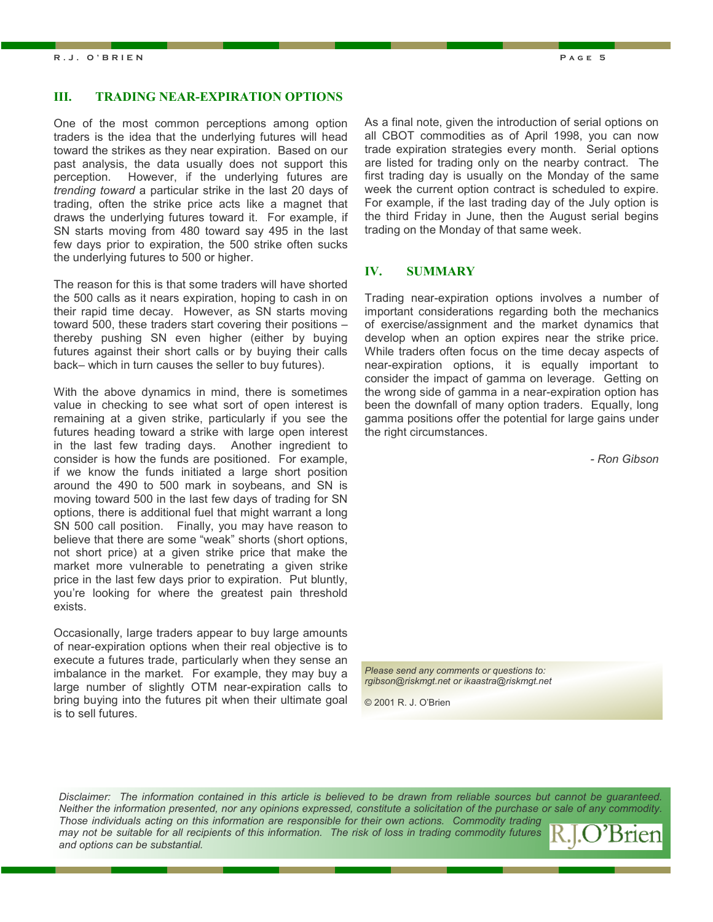## III. TRADING NEAR-EXPIRATION OPTIONS

One of the most common perceptions among option traders is the idea that the underlying futures will head toward the strikes as they near expiration. Based on our past analysis, the data usually does not support this perception. However, if the underlying futures are *trending toward* a particular strike in the last 20 days of trading, often the strike price acts like a magnet that draws the underlying futures toward it. For example, if SN starts moving from 480 toward say 495 in the last few days prior to expiration, the 500 strike often sucks the underlying futures to 500 or higher.

The reason for this is that some traders will have shorted the 500 calls as it nears expiration, hoping to cash in on their rapid time decay. However, as SN starts moving toward 500, these traders start covering their positions – thereby pushing SN even higher (either by buying futures against their short calls or by buying their calls back– which in turn causes the seller to buy futures).

With the above dynamics in mind, there is sometimes value in checking to see what sort of open interest is remaining at a given strike, particularly if you see the futures heading toward a strike with large open interest in the last few trading days. Another ingredient to consider is how the funds are positioned. For example, if we know the funds initiated a large short position around the 490 to 500 mark in soybeans, and SN is moving toward 500 in the last few days of trading for SN options, there is additional fuel that might warrant a long SN 500 call position. Finally, you may have reason to believe that there are some "weak" shorts (short options, not short price) at a given strike price that make the market more vulnerable to penetrating a given strike price in the last few days prior to expiration. Put bluntly, you're looking for where the greatest pain threshold exists.

Occasionally, large traders appear to buy large amounts of near-expiration options when their real objective is to execute a futures trade, particularly when they sense an imbalance in the market. For example, they may buy a large number of slightly OTM near-expiration calls to bring buying into the futures pit when their ultimate goal is to sell futures.

As a final note, given the introduction of serial options on all CBOT commodities as of April 1998, you can now trade expiration strategies every month. Serial options are listed for trading only on the nearby contract. The first trading day is usually on the Monday of the same week the current option contract is scheduled to expire. For example, if the last trading day of the July option is the third Friday in June, then the August serial begins trading on the Monday of that same week.

## IV. SUMMARY

Trading near-expiration options involves a number of important considerations regarding both the mechanics of exercise/assignment and the market dynamics that develop when an option expires near the strike price. While traders often focus on the time decay aspects of near-expiration options, it is equally important to consider the impact of gamma on leverage. Getting on the wrong side of gamma in a near-expiration option has been the downfall of many option traders. Equally, long gamma positions offer the potential for large gains under the right circumstances.

*- Ron Gibson*

*Please send any comments or questions to: rgibson@riskmgt.net or ikaastra@riskmgt.net*

© 2001 R. J. O'Brien

*Disclaimer: The information contained in this article is believed to be drawn from reliable sources but cannot be guaranteed. Neither the information presented, nor any opinions expressed, constitute a solicitation of the purchase or sale of any commodity. Those individuals acting on this information are responsible for their own actions. Commodity trading may not be suitable for all recipients of this information. The risk of loss in trading commodity futures and options can be substantial.*

R.J.O'Brien